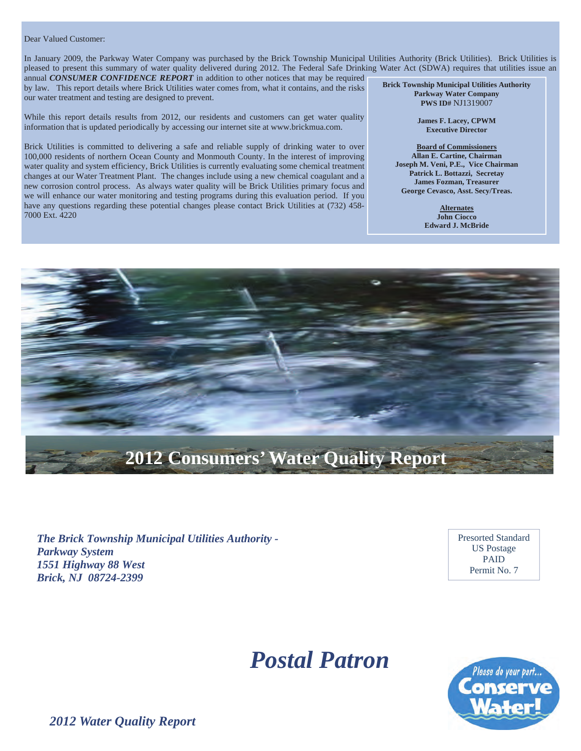Dear Valued Customer:

In January 2009, the Parkway Water Company was purchased by the Brick Township Municipal Utilities Authority (Brick Utilities). Brick Utilities is pleased to present this summary of water quality delivered during 2012. The Federal Safe Drinking Water Act (SDWA) requires that utilities issue an annual ***CONSUMER CONFIDENCE REPORT*** in addition to other notices that may be required by law. This report details where Brick Utilities water comes from, what it contains, and the risks our water treatment and testing are designed to prevent.

While this report details results from 2012, our residents and customers can get water quality information that is updated periodically by accessing our internet site at www.brickmua.com.

Brick Utilities is committed to delivering a safe and reliable supply of drinking water to over 100,000 residents of northern Ocean County and Monmouth County. In the interest of improving water quality and system efficiency, Brick Utilities is currently evaluating some chemical treatment changes at our Water Treatment Plant. The changes include using a new chemical coagulant and a new corrosion control process. As always water quality will be Brick Utilities primary focus and we will enhance our water monitoring and testing programs during this evaluation period. If you have any questions regarding these potential changes please contact Brick Utilities at (732) 458-7000 Ext. 4220

**Brick Township Municipal Utilities Authority**
**Parkway Water Company**
**PWS ID#** NJ1319007

**James F. Lacey, CPWM**
**Executive Director**

**Board of Commissioners**
**Allan E. Cartine, Chairman**
**Joseph M. Veni, P.E., Vice Chairman**
**Patrick L. Bottazzi, Secretay**
**James Fozman, Treasurer**
**George Cevasco, Asst. Secy/Treas.**

**Alternates**
**John Ciocco**
**Edward J. McBride**

# 2012 Consumers' Water Quality Report

***The Brick Township Municipal Utilities Authority - Parkway System***
***1551 Highway 88 West***
***Brick, NJ 08724-2399***

Presorted Standard
US Postage
PAID
Permit No. 7

# *Postal Patron*

Please do your part... Conserve Water!

***2012 Water Quality Report***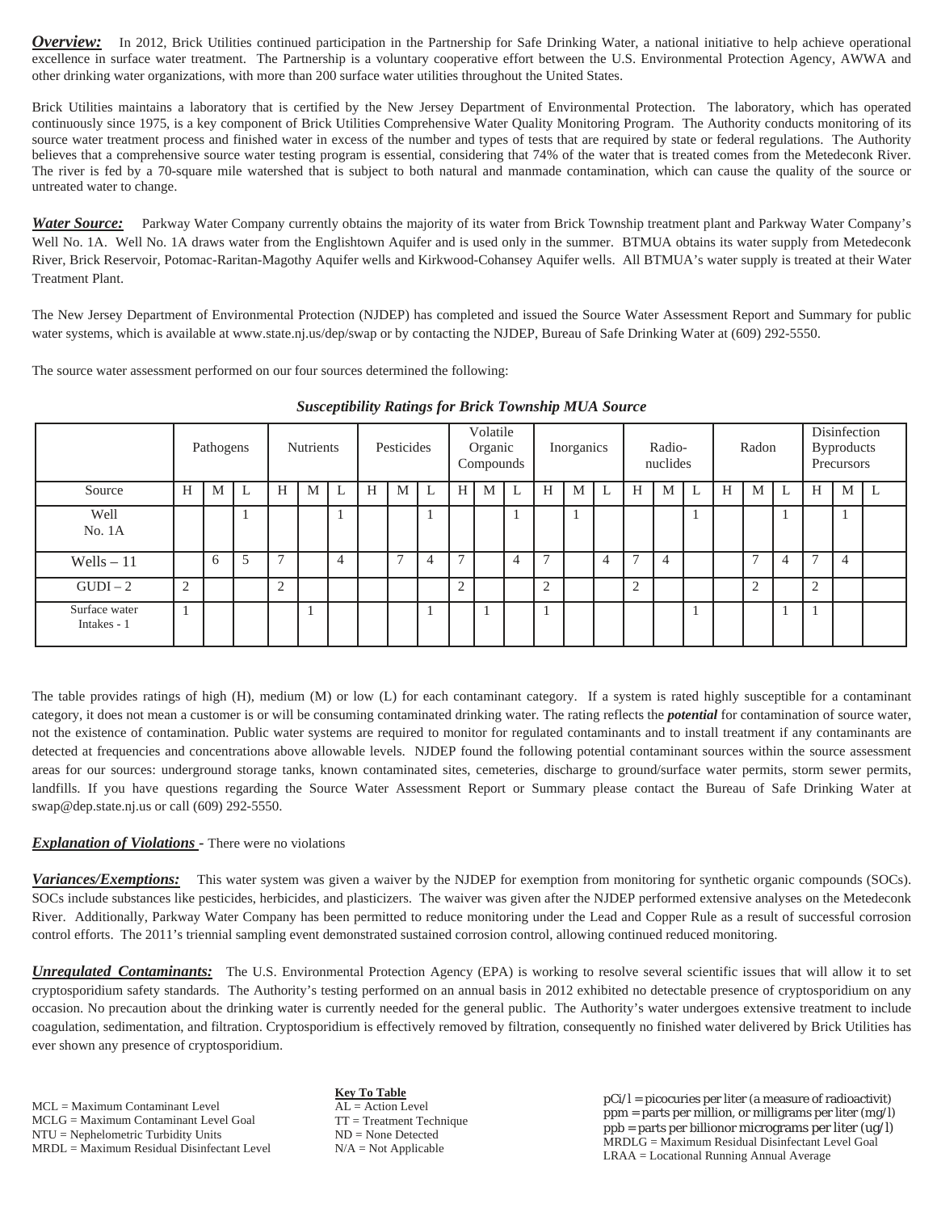***Overview:*** In 2012, Brick Utilities continued participation in the Partnership for Safe Drinking Water, a national initiative to help achieve operational excellence in surface water treatment. The Partnership is a voluntary cooperative effort between the U.S. Environmental Protection Agency, AWWA and other drinking water organizations, with more than 200 surface water utilities throughout the United States.

Brick Utilities maintains a laboratory that is certified by the New Jersey Department of Environmental Protection. The laboratory, which has operated continuously since 1975, is a key component of Brick Utilities Comprehensive Water Quality Monitoring Program. The Authority conducts monitoring of its source water treatment process and finished water in excess of the number and types of tests that are required by state or federal regulations. The Authority believes that a comprehensive source water testing program is essential, considering that 74% of the water that is treated comes from the Metedeconk River. The river is fed by a 70-square mile watershed that is subject to both natural and manmade contamination, which can cause the quality of the source or untreated water to change.

***Water Source:*** Parkway Water Company currently obtains the majority of its water from Brick Township treatment plant and Parkway Water Company's Well No. 1A. Well No. 1A draws water from the Englishtown Aquifer and is used only in the summer. BTMUA obtains its water supply from Metedeconk River, Brick Reservoir, Potomac-Raritan-Magothy Aquifer wells and Kirkwood-Cohansey Aquifer wells. All BTMUA's water supply is treated at their Water Treatment Plant.

The New Jersey Department of Environmental Protection (NJDEP) has completed and issued the Source Water Assessment Report and Summary for public water systems, which is available at www.state.nj.us/dep/swap or by contacting the NJDEP, Bureau of Safe Drinking Water at (609) 292-5550.

The source water assessment performed on our four sources determined the following:

***Susceptibility Ratings for Brick Township MUA Source***

| | Pathogens | | | Nutrients | | | Pesticides | | | Volatile Organic Compounds | | | Inorganics | | | Radio-nuclides | | | Radon | | | Disinfection Byproducts Precursors | | |
|---|---|---|---|---|---|---|---|---|---|---|---|---|---|---|---|---|---|---|---|---|---|---|---|---|
| Source | H | M | L | H | M | L | H | M | L | H | M | L | H | M | L | H | M | L | H | M | L | H | M | L |
| Well No. 1A | | | 1 | | | 1 | | | 1 | | | 1 | | 1 | | | | 1 | | | 1 | | 1 | |
| Wells – 11 | | 6 | 5 | 7 | | 4 | | 7 | 4 | 7 | | 4 | 7 | | 4 | 7 | 4 | | | 7 | 4 | 7 | 4 | |
| GUDI – 2 | 2 | | | 2 | | | | | | 2 | | | 2 | | | 2 | | | | 2 | | 2 | | |
| Surface water Intakes - 1 | 1 | | | | 1 | | | | 1 | | 1 | | 1 | | | | | 1 | | | 1 | 1 | | |

The table provides ratings of high (H), medium (M) or low (L) for each contaminant category. If a system is rated highly susceptible for a contaminant category, it does not mean a customer is or will be consuming contaminated drinking water. The rating reflects the ***potential*** for contamination of source water, not the existence of contamination. Public water systems are required to monitor for regulated contaminants and to install treatment if any contaminants are detected at frequencies and concentrations above allowable levels. NJDEP found the following potential contaminant sources within the source assessment areas for our sources: underground storage tanks, known contaminated sites, cemeteries, discharge to ground/surface water permits, storm sewer permits, landfills. If you have questions regarding the Source Water Assessment Report or Summary please contact the Bureau of Safe Drinking Water at swap@dep.state.nj.us or call (609) 292-5550.

***Explanation of Violations -*** There were no violations

***Variances/Exemptions:*** This water system was given a waiver by the NJDEP for exemption from monitoring for synthetic organic compounds (SOCs). SOCs include substances like pesticides, herbicides, and plasticizers. The waiver was given after the NJDEP performed extensive analyses on the Metedeconk River. Additionally, Parkway Water Company has been permitted to reduce monitoring under the Lead and Copper Rule as a result of successful corrosion control efforts. The 2011's triennial sampling event demonstrated sustained corrosion control, allowing continued reduced monitoring.

***Unregulated Contaminants:*** The U.S. Environmental Protection Agency (EPA) is working to resolve several scientific issues that will allow it to set cryptosporidium safety standards. The Authority's testing performed on an annual basis in 2012 exhibited no detectable presence of cryptosporidium on any occasion. No precaution about the drinking water is currently needed for the general public. The Authority's water undergoes extensive treatment to include coagulation, sedimentation, and filtration. Cryptosporidium is effectively removed by filtration, consequently no finished water delivered by Brick Utilities has ever shown any presence of cryptosporidium.

**Key To Table**

MCL = Maximum Contaminant Level
MCLG = Maximum Contaminant Level Goal
NTU = Nephelometric Turbidity Units
MRDL = Maximum Residual Disinfectant Level

AL = Action Level
TT = Treatment Technique
ND = None Detected
N/A = Not Applicable

pCi/l = picocuries per liter (a measure of radioactivit)
ppm = parts per million, or milligrams per liter (mg/l)
ppb = parts per billionor micrograms per liter (ug/l)
MRDLG = Maximum Residual Disinfectant Level Goal
LRAA = Locational Running Annual Average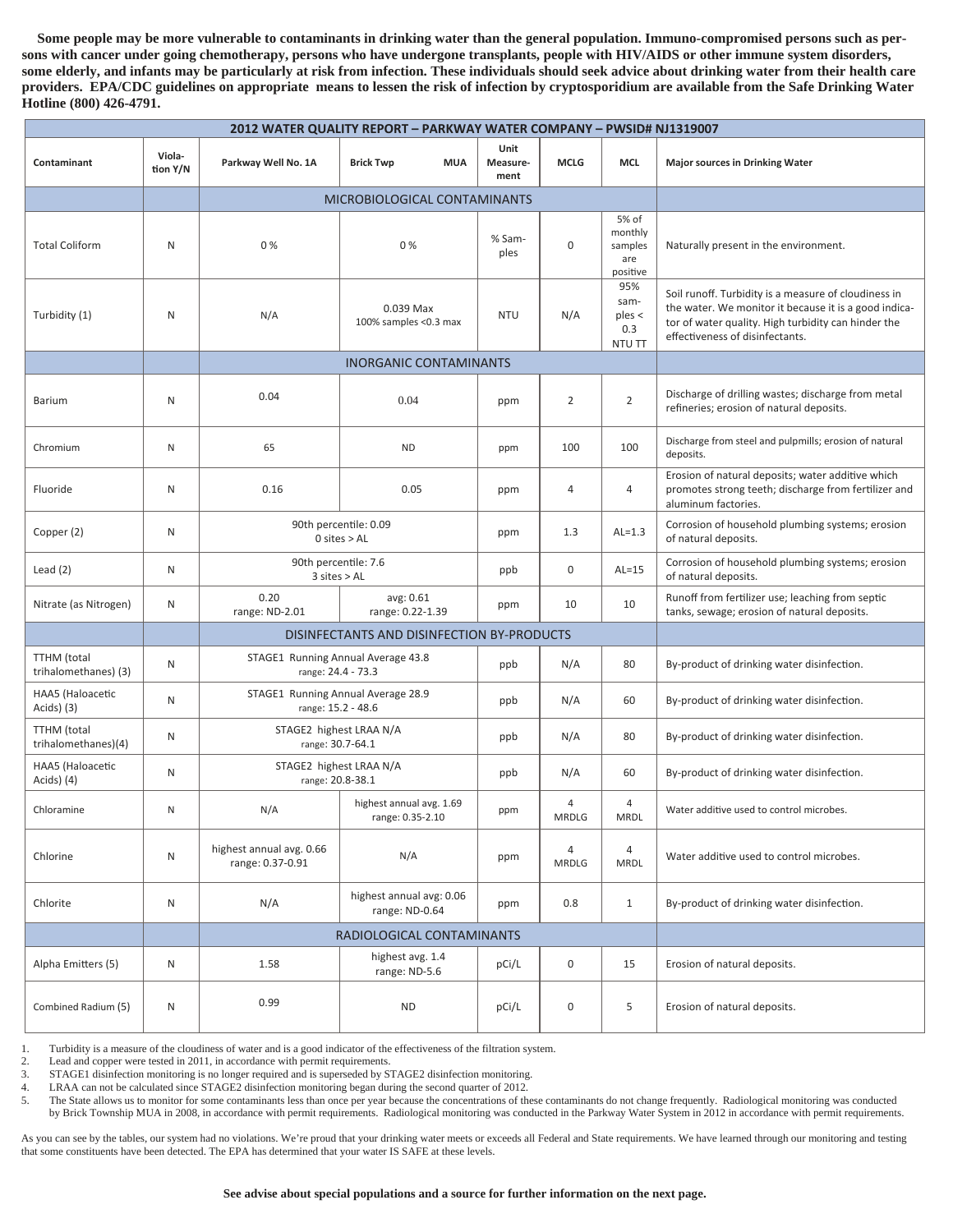**Some people may be more vulnerable to contaminants in drinking water than the general population. Immuno-compromised persons such as persons with cancer under going chemotherapy, persons who have undergone transplants, people with HIV/AIDS or other immune system disorders, some elderly, and infants may be particularly at risk from infection. These individuals should seek advice about drinking water from their health care providers. EPA/CDC guidelines on appropriate means to lessen the risk of infection by cryptosporidium are available from the Safe Drinking Water Hotline (800) 426-4791.**

| 2012 WATER QUALITY REPORT – PARKWAY WATER COMPANY – PWSID# NJ1319007 | | | | | | | |
|---|---|---|---|---|---|---|---|
| **Contaminant** | **Violation Y/N** | **Parkway Well No. 1A** | **Brick Twp MUA** | **Unit Measurement** | **MCLG** | **MCL** | **Major sources in Drinking Water** |
| | | MICROBIOLOGICAL CONTAMINANTS | | | | | |
| Total Coliform | N | 0 % | 0 % | % Samples | 0 | 5% of monthly samples are positive | Naturally present in the environment. |
| Turbidity (1) | N | N/A | 0.039 Max 100% samples <0.3 max | NTU | N/A | 95% samples < 0.3 NTU TT | Soil runoff. Turbidity is a measure of cloudiness in the water. We monitor it because it is a good indicator of water quality. High turbidity can hinder the effectiveness of disinfectants. |
| | | INORGANIC CONTAMINANTS | | | | | |
| Barium | N | 0.04 | 0.04 | ppm | 2 | 2 | Discharge of drilling wastes; discharge from metal refineries; erosion of natural deposits. |
| Chromium | N | 65 | ND | ppm | 100 | 100 | Discharge from steel and pulpmills; erosion of natural deposits. |
| Fluoride | N | 0.16 | 0.05 | ppm | 4 | 4 | Erosion of natural deposits; water additive which promotes strong teeth; discharge from fertilizer and aluminum factories. |
| Copper (2) | N | 90th percentile: 0.09 0 sites > AL | | ppm | 1.3 | AL=1.3 | Corrosion of household plumbing systems; erosion of natural deposits. |
| Lead (2) | N | 90th percentile: 7.6 3 sites > AL | | ppb | 0 | AL=15 | Corrosion of household plumbing systems; erosion of natural deposits. |
| Nitrate (as Nitrogen) | N | 0.20 range: ND-2.01 | avg: 0.61 range: 0.22-1.39 | ppm | 10 | 10 | Runoff from fertilizer use; leaching from septic tanks, sewage; erosion of natural deposits. |
| | | DISINFECTANTS AND DISINFECTION BY-PRODUCTS | | | | | |
| TTHM (total trihalomethanes) (3) | N | STAGE1 Running Annual Average 43.8 range: 24.4 - 73.3 | | ppb | N/A | 80 | By-product of drinking water disinfection. |
| HAA5 (Haloacetic Acids) (3) | N | STAGE1 Running Annual Average 28.9 range: 15.2 - 48.6 | | ppb | N/A | 60 | By-product of drinking water disinfection. |
| TTHM (total trihalomethanes)(4) | N | STAGE2 highest LRAA N/A range: 30.7-64.1 | | ppb | N/A | 80 | By-product of drinking water disinfection. |
| HAA5 (Haloacetic Acids) (4) | N | STAGE2 highest LRAA N/A range: 20.8-38.1 | | ppb | N/A | 60 | By-product of drinking water disinfection. |
| Chloramine | N | N/A | highest annual avg. 1.69 range: 0.35-2.10 | ppm | 4 MRDLG | 4 MRDL | Water additive used to control microbes. |
| Chlorine | N | highest annual avg. 0.66 range: 0.37-0.91 | N/A | ppm | 4 MRDLG | 4 MRDL | Water additive used to control microbes. |
| Chlorite | N | N/A | highest annual avg: 0.06 range: ND-0.64 | ppm | 0.8 | 1 | By-product of drinking water disinfection. |
| | | RADIOLOGICAL CONTAMINANTS | | | | | |
| Alpha Emitters (5) | N | 1.58 | highest avg. 1.4 range: ND-5.6 | pCi/L | 0 | 15 | Erosion of natural deposits. |
| Combined Radium (5) | N | 0.99 | ND | pCi/L | 0 | 5 | Erosion of natural deposits. |

1. Turbidity is a measure of the cloudiness of water and is a good indicator of the effectiveness of the filtration system.
2. Lead and copper were tested in 2011, in accordance with permit requirements.
3. STAGE1 disinfection monitoring is no longer required and is superseded by STAGE2 disinfection monitoring.
4. LRAA can not be calculated since STAGE2 disinfection monitoring began during the second quarter of 2012.
5. The State allows us to monitor for some contaminants less than once per year because the concentrations of these contaminants do not change frequently. Radiological monitoring was conducted by Brick Township MUA in 2008, in accordance with permit requirements. Radiological monitoring was conducted in the Parkway Water System in 2012 in accordance with permit requirements.

As you can see by the tables, our system had no violations. We're proud that your drinking water meets or exceeds all Federal and State requirements. We have learned through our monitoring and testing that some constituents have been detected. The EPA has determined that your water IS SAFE at these levels.

**See advise about special populations and a source for further information on the next page.**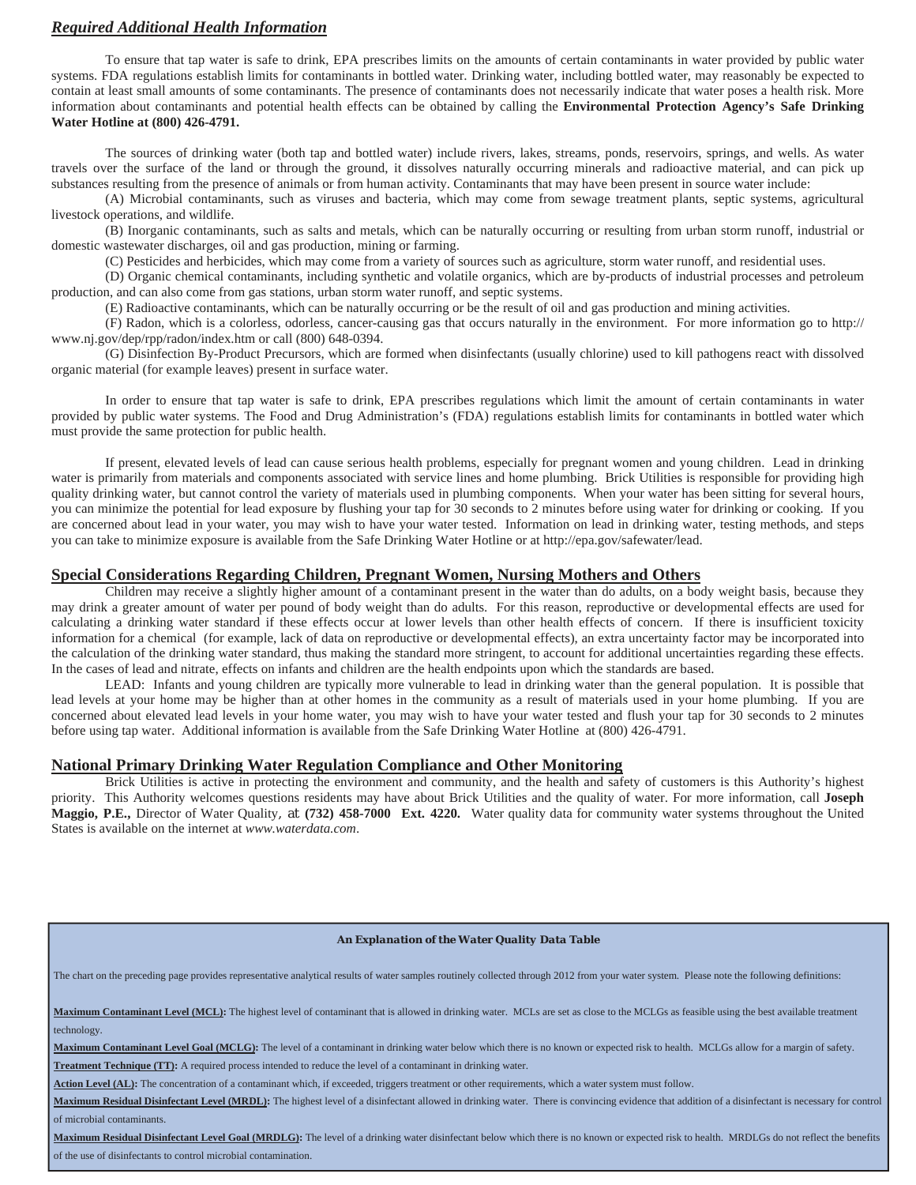## *Required Additional Health Information*

To ensure that tap water is safe to drink, EPA prescribes limits on the amounts of certain contaminants in water provided by public water systems. FDA regulations establish limits for contaminants in bottled water. Drinking water, including bottled water, may reasonably be expected to contain at least small amounts of some contaminants. The presence of contaminants does not necessarily indicate that water poses a health risk. More information about contaminants and potential health effects can be obtained by calling the **Environmental Protection Agency's Safe Drinking Water Hotline at (800) 426-4791.**

The sources of drinking water (both tap and bottled water) include rivers, lakes, streams, ponds, reservoirs, springs, and wells. As water travels over the surface of the land or through the ground, it dissolves naturally occurring minerals and radioactive material, and can pick up substances resulting from the presence of animals or from human activity. Contaminants that may have been present in source water include:

(A) Microbial contaminants, such as viruses and bacteria, which may come from sewage treatment plants, septic systems, agricultural livestock operations, and wildlife.

(B) Inorganic contaminants, such as salts and metals, which can be naturally occurring or resulting from urban storm runoff, industrial or domestic wastewater discharges, oil and gas production, mining or farming.

(C) Pesticides and herbicides, which may come from a variety of sources such as agriculture, storm water runoff, and residential uses.

(D) Organic chemical contaminants, including synthetic and volatile organics, which are by-products of industrial processes and petroleum production, and can also come from gas stations, urban storm water runoff, and septic systems.

(E) Radioactive contaminants, which can be naturally occurring or be the result of oil and gas production and mining activities.

(F) Radon, which is a colorless, odorless, cancer-causing gas that occurs naturally in the environment. For more information go to http://www.nj.gov/dep/rpp/radon/index.htm or call (800) 648-0394.

(G) Disinfection By-Product Precursors, which are formed when disinfectants (usually chlorine) used to kill pathogens react with dissolved organic material (for example leaves) present in surface water.

In order to ensure that tap water is safe to drink, EPA prescribes regulations which limit the amount of certain contaminants in water provided by public water systems. The Food and Drug Administration's (FDA) regulations establish limits for contaminants in bottled water which must provide the same protection for public health.

If present, elevated levels of lead can cause serious health problems, especially for pregnant women and young children. Lead in drinking water is primarily from materials and components associated with service lines and home plumbing. Brick Utilities is responsible for providing high quality drinking water, but cannot control the variety of materials used in plumbing components. When your water has been sitting for several hours, you can minimize the potential for lead exposure by flushing your tap for 30 seconds to 2 minutes before using water for drinking or cooking. If you are concerned about lead in your water, you may wish to have your water tested. Information on lead in drinking water, testing methods, and steps you can take to minimize exposure is available from the Safe Drinking Water Hotline or at http://epa.gov/safewater/lead.

## Special Considerations Regarding Children, Pregnant Women, Nursing Mothers and Others

Children may receive a slightly higher amount of a contaminant present in the water than do adults, on a body weight basis, because they may drink a greater amount of water per pound of body weight than do adults. For this reason, reproductive or developmental effects are used for calculating a drinking water standard if these effects occur at lower levels than other health effects of concern. If there is insufficient toxicity information for a chemical (for example, lack of data on reproductive or developmental effects), an extra uncertainty factor may be incorporated into the calculation of the drinking water standard, thus making the standard more stringent, to account for additional uncertainties regarding these effects. In the cases of lead and nitrate, effects on infants and children are the health endpoints upon which the standards are based.

LEAD: Infants and young children are typically more vulnerable to lead in drinking water than the general population. It is possible that lead levels at your home may be higher than at other homes in the community as a result of materials used in your home plumbing. If you are concerned about elevated lead levels in your home water, you may wish to have your water tested and flush your tap for 30 seconds to 2 minutes before using tap water. Additional information is available from the Safe Drinking Water Hotline at (800) 426-4791.

## National Primary Drinking Water Regulation Compliance and Other Monitoring

Brick Utilities is active in protecting the environment and community, and the health and safety of customers is this Authority's highest priority. This Authority welcomes questions residents may have about Brick Utilities and the quality of water. For more information, call **Joseph Maggio, P.E.,** Director of Water Quality, at **(732) 458-7000 Ext. 4220.** Water quality data for community water systems throughout the United States is available on the internet at *www.waterdata.com*.

**An Explanation of the Water Quality Data Table**

The chart on the preceding page provides representative analytical results of water samples routinely collected through 2012 from your water system. Please note the following definitions:

**Maximum Contaminant Level (MCL):** The highest level of contaminant that is allowed in drinking water. MCLs are set as close to the MCLGs as feasible using the best available treatment technology.

**Maximum Contaminant Level Goal (MCLG):** The level of a contaminant in drinking water below which there is no known or expected risk to health. MCLGs allow for a margin of safety.

**Treatment Technique (TT):** A required process intended to reduce the level of a contaminant in drinking water.

**Action Level (AL):** The concentration of a contaminant which, if exceeded, triggers treatment or other requirements, which a water system must follow.

**Maximum Residual Disinfectant Level (MRDL):** The highest level of a disinfectant allowed in drinking water. There is convincing evidence that addition of a disinfectant is necessary for control of microbial contaminants.

**Maximum Residual Disinfectant Level Goal (MRDLG):** The level of a drinking water disinfectant below which there is no known or expected risk to health. MRDLGs do not reflect the benefits of the use of disinfectants to control microbial contamination.